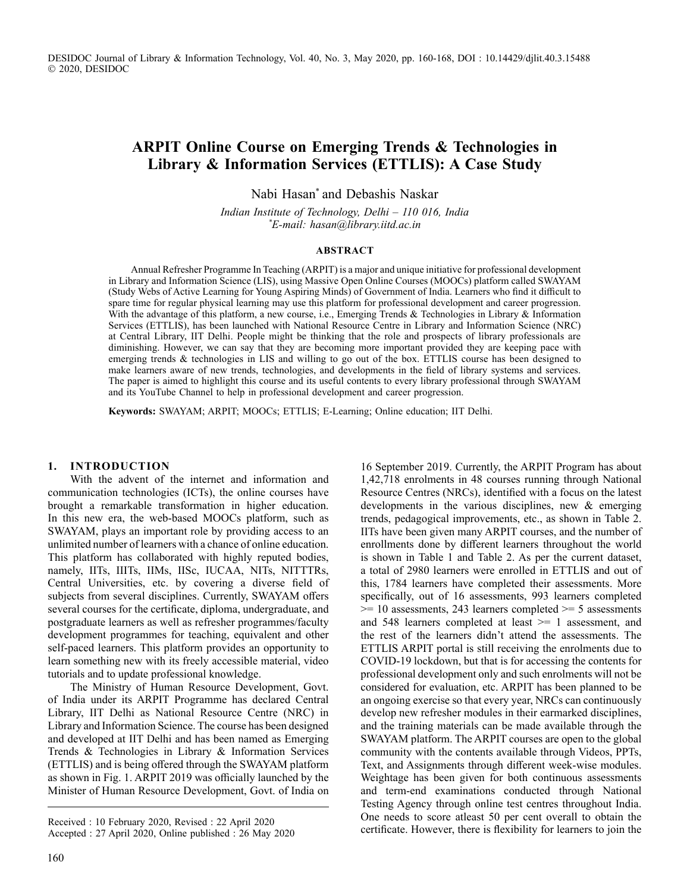# ARPIT Online Course on Emerging Trends & Technologies in Library & Information Services (ETTLIS): A Case Study

Nabi Hasan* and Debashis Naskar

*Indian Institute of Technology, Delhi – 110 016, India*
**E-mail: hasan@library.iitd.ac.in*

## ABSTRACT

Annual Refresher Programme In Teaching (ARPIT) is a major and unique initiative for professional development in Library and Information Science (LIS), using Massive Open Online Courses (MOOCs) platform called SWAYAM (Study Webs of Active Learning for Young Aspiring Minds) of Government of India. Learners who find it difficult to spare time for regular physical learning may use this platform for professional development and career progression. With the advantage of this platform, a new course, i.e., Emerging Trends & Technologies in Library & Information Services (ETTLIS), has been launched with National Resource Centre in Library and Information Science (NRC) at Central Library, IIT Delhi. People might be thinking that the role and prospects of library professionals are diminishing. However, we can say that they are becoming more important provided they are keeping pace with emerging trends & technologies in LIS and willing to go out of the box. ETTLIS course has been designed to make learners aware of new trends, technologies, and developments in the field of library systems and services. The paper is aimed to highlight this course and its useful contents to every library professional through SWAYAM and its YouTube Channel to help in professional development and career progression.

**Keywords:** SWAYAM; ARPIT; MOOCs; ETTLIS; E-Learning; Online education; IIT Delhi.

## 1. INTRODUCTION

With the advent of the internet and information and communication technologies (ICTs), the online courses have brought a remarkable transformation in higher education. In this new era, the web-based MOOCs platform, such as SWAYAM, plays an important role by providing access to an unlimited number of learners with a chance of online education. This platform has collaborated with highly reputed bodies, namely, IITs, IIITs, IIMs, IISc, IUCAA, NITs, NITTTRs, Central Universities, etc. by covering a diverse field of subjects from several disciplines. Currently, SWAYAM offers several courses for the certificate, diploma, undergraduate, and postgraduate learners as well as refresher programmes/faculty development programmes for teaching, equivalent and other self-paced learners. This platform provides an opportunity to learn something new with its freely accessible material, video tutorials and to update professional knowledge.

The Ministry of Human Resource Development, Govt. of India under its ARPIT Programme has declared Central Library, IIT Delhi as National Resource Centre (NRC) in Library and Information Science. The course has been designed and developed at IIT Delhi and has been named as Emerging Trends & Technologies in Library & Information Services (ETTLIS) and is being offered through the SWAYAM platform as shown in Fig. 1. ARPIT 2019 was officially launched by the Minister of Human Resource Development, Govt. of India on 16 September 2019. Currently, the ARPIT Program has about 1,42,718 enrolments in 48 courses running through National Resource Centres (NRCs), identified with a focus on the latest developments in the various disciplines, new & emerging trends, pedagogical improvements, etc., as shown in Table 2. IITs have been given many ARPIT courses, and the number of enrollments done by different learners throughout the world is shown in Table 1 and Table 2. As per the current dataset, a total of 2980 learners were enrolled in ETTLIS and out of this, 1784 learners have completed their assessments. More specifically, out of 16 assessments, 993 learners completed >= 10 assessments, 243 learners completed >= 5 assessments and 548 learners completed at least >= 1 assessment, and the rest of the learners didn't attend the assessments. The ETTLIS ARPIT portal is still receiving the enrolments due to COVID-19 lockdown, but that is for accessing the contents for professional development only and such enrolments will not be considered for evaluation, etc. ARPIT has been planned to be an ongoing exercise so that every year, NRCs can continuously develop new refresher modules in their earmarked disciplines, and the training materials can be made available through the SWAYAM platform. The ARPIT courses are open to the global community with the contents available through Videos, PPTs, Text, and Assignments through different week-wise modules. Weightage has been given for both continuous assessments and term-end examinations conducted through National Testing Agency through online test centres throughout India. One needs to score atleast 50 per cent overall to obtain the certificate. However, there is flexibility for learners to join the

Received : 10 February 2020, Revised : 22 April 2020
Accepted : 27 April 2020, Online published : 26 May 2020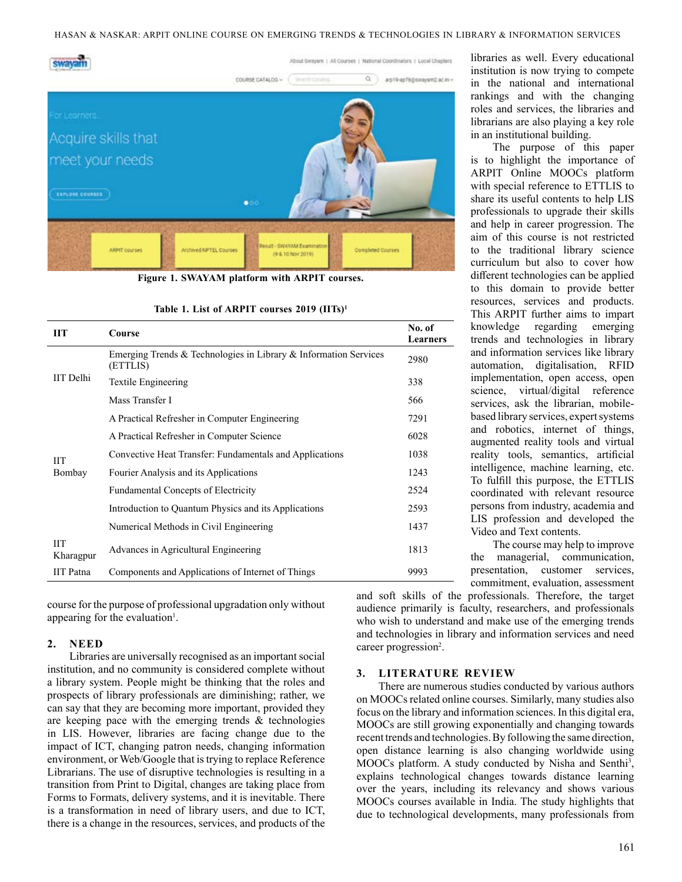Figure 1. SWAYAM platform with ARPIT courses.

Table 1. List of ARPIT courses 2019 (IITs)[1]

| IIT | Course | No. of Learners |
|---|---|---|
| IIT Delhi | Emerging Trends & Technologies in Library & Information Services (ETTLIS) | 2980 |
| | Textile Engineering | 338 |
| | Mass Transfer I | 566 |
| IIT Bombay | A Practical Refresher in Computer Engineering | 7291 |
| | A Practical Refresher in Computer Science | 6028 |
| | Convective Heat Transfer: Fundamentals and Applications | 1038 |
| | Fourier Analysis and its Applications | 1243 |
| | Fundamental Concepts of Electricity | 2524 |
| | Introduction to Quantum Physics and its Applications | 2593 |
| | Numerical Methods in Civil Engineering | 1437 |
| IIT Kharagpur | Advances in Agricultural Engineering | 1813 |
| IIT Patna | Components and Applications of Internet of Things | 9993 |

course for the purpose of professional upgradation only without appearing for the evaluation[1].

## 2. NEED

Libraries are universally recognised as an important social institution, and no community is considered complete without a library system. People might be thinking that the roles and prospects of library professionals are diminishing; rather, we can say that they are becoming more important, provided they are keeping pace with the emerging trends & technologies in LIS. However, libraries are facing change due to the impact of ICT, changing patron needs, changing information environment, or Web/Google that is trying to replace Reference Librarians. The use of disruptive technologies is resulting in a transition from Print to Digital, changes are taking place from Forms to Formats, delivery systems, and it is inevitable. There is a transformation in need of library users, and due to ICT, there is a change in the resources, services, and products of the libraries as well. Every educational institution is now trying to compete in the national and international rankings and with the changing roles and services, the libraries and librarians are also playing a key role in an institutional building.

The purpose of this paper is to highlight the importance of ARPIT Online MOOCs platform with special reference to ETTLIS to share its useful contents to help LIS professionals to upgrade their skills and help in career progression. The aim of this course is not restricted to the traditional library science curriculum but also to cover how different technologies can be applied to this domain to provide better resources, services and products. This ARPIT further aims to impart knowledge regarding emerging trends and technologies in library and information services like library automation, digitalisation, RFID implementation, open access, open science, virtual/digital reference services, ask the librarian, mobile-based library services, expert systems and robotics, internet of things, augmented reality tools and virtual reality tools, semantics, artificial intelligence, machine learning, etc. To fulfill this purpose, the ETTLIS coordinated with relevant resource persons from industry, academia and LIS profession and developed the Video and Text contents.

The course may help to improve the managerial, communication, presentation, customer services, commitment, evaluation, assessment and soft skills of the professionals. Therefore, the target audience primarily is faculty, researchers, and professionals who wish to understand and make use of the emerging trends and technologies in library and information services and need career progression[2].

## 3. LITERATURE REVIEW

There are numerous studies conducted by various authors on MOOCs related online courses. Similarly, many studies also focus on the library and information sciences. In this digital era, MOOCs are still growing exponentially and changing towards recent trends and technologies. By following the same direction, open distance learning is also changing worldwide using MOOCs platform. A study conducted by Nisha and Senthi[3], explains technological changes towards distance learning over the years, including its relevancy and shows various MOOCs courses available in India. The study highlights that due to technological developments, many professionals from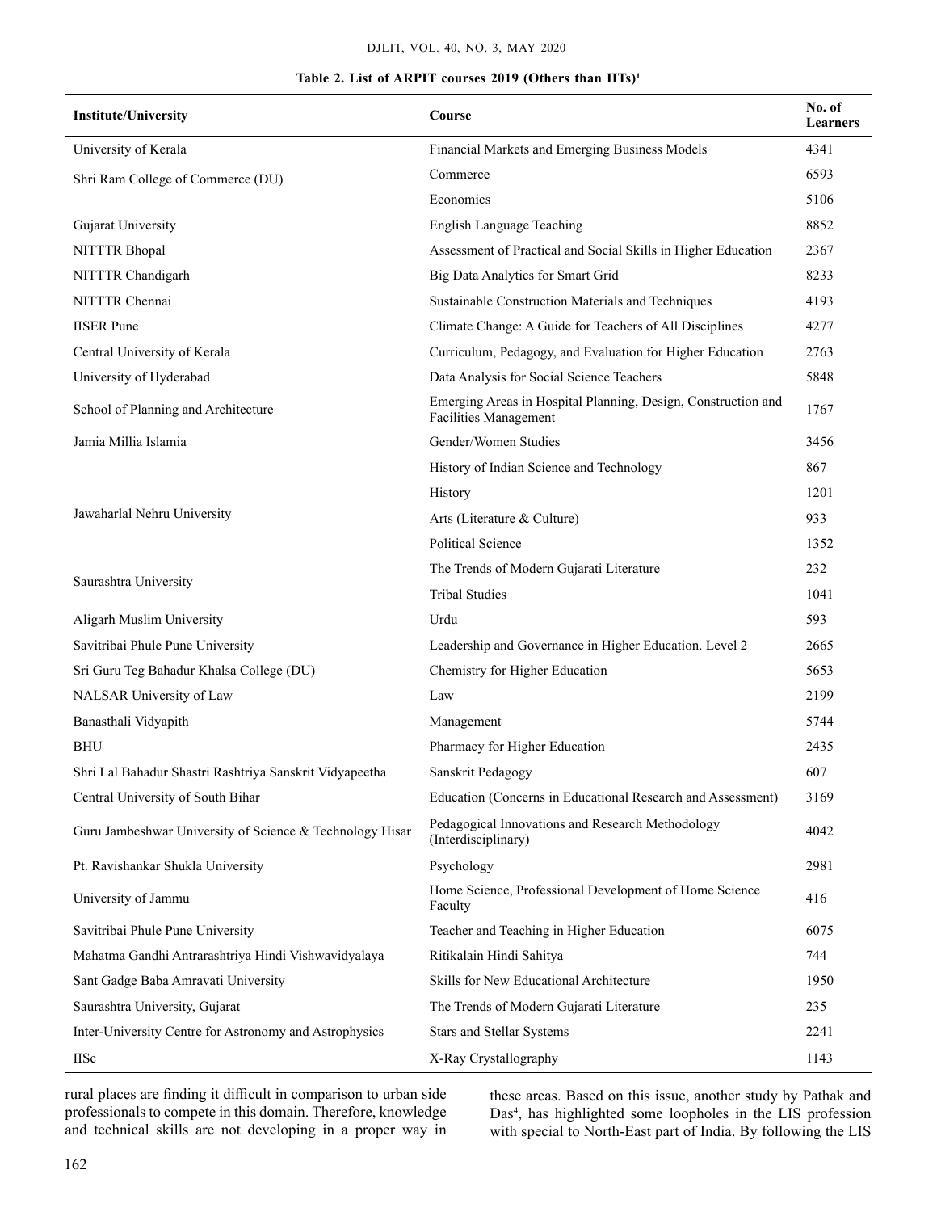**Table 2. List of ARPIT courses 2019 (Others than IITs)[1]**

| Institute/University | Course | No. of Learners |
|---|---|---|
| University of Kerala | Financial Markets and Emerging Business Models | 4341 |
| Shri Ram College of Commerce (DU) | Commerce | 6593 |
| | Economics | 5106 |
| Gujarat University | English Language Teaching | 8852 |
| NITTTR Bhopal | Assessment of Practical and Social Skills in Higher Education | 2367 |
| NITTTR Chandigarh | Big Data Analytics for Smart Grid | 8233 |
| NITTTR Chennai | Sustainable Construction Materials and Techniques | 4193 |
| IISER Pune | Climate Change: A Guide for Teachers of All Disciplines | 4277 |
| Central University of Kerala | Curriculum, Pedagogy, and Evaluation for Higher Education | 2763 |
| University of Hyderabad | Data Analysis for Social Science Teachers | 5848 |
| School of Planning and Architecture | Emerging Areas in Hospital Planning, Design, Construction and Facilities Management | 1767 |
| Jamia Millia Islamia | Gender/Women Studies | 3456 |
| Jawaharlal Nehru University | History of Indian Science and Technology | 867 |
| | History | 1201 |
| | Arts (Literature & Culture) | 933 |
| | Political Science | 1352 |
| Saurashtra University | The Trends of Modern Gujarati Literature | 232 |
| | Tribal Studies | 1041 |
| Aligarh Muslim University | Urdu | 593 |
| Savitribai Phule Pune University | Leadership and Governance in Higher Education. Level 2 | 2665 |
| Sri Guru Teg Bahadur Khalsa College (DU) | Chemistry for Higher Education | 5653 |
| NALSAR University of Law | Law | 2199 |
| Banasthali Vidyapith | Management | 5744 |
| BHU | Pharmacy for Higher Education | 2435 |
| Shri Lal Bahadur Shastri Rashtriya Sanskrit Vidyapeetha | Sanskrit Pedagogy | 607 |
| Central University of South Bihar | Education (Concerns in Educational Research and Assessment) | 3169 |
| Guru Jambeshwar University of Science & Technology Hisar | Pedagogical Innovations and Research Methodology (Interdisciplinary) | 4042 |
| Pt. Ravishankar Shukla University | Psychology | 2981 |
| University of Jammu | Home Science, Professional Development of Home Science Faculty | 416 |
| Savitribai Phule Pune University | Teacher and Teaching in Higher Education | 6075 |
| Mahatma Gandhi Antrarashtriya Hindi Vishwavidyalaya | Ritikalain Hindi Sahitya | 744 |
| Sant Gadge Baba Amravati University | Skills for New Educational Architecture | 1950 |
| Saurashtra University, Gujarat | The Trends of Modern Gujarati Literature | 235 |
| Inter-University Centre for Astronomy and Astrophysics | Stars and Stellar Systems | 2241 |
| IISc | X-Ray Crystallography | 1143 |

rural places are finding it difficult in comparison to urban side professionals to compete in this domain. Therefore, knowledge and technical skills are not developing in a proper way in these areas. Based on this issue, another study by Pathak and Das[4], has highlighted some loopholes in the LIS profession with special to North-East part of India. By following the LIS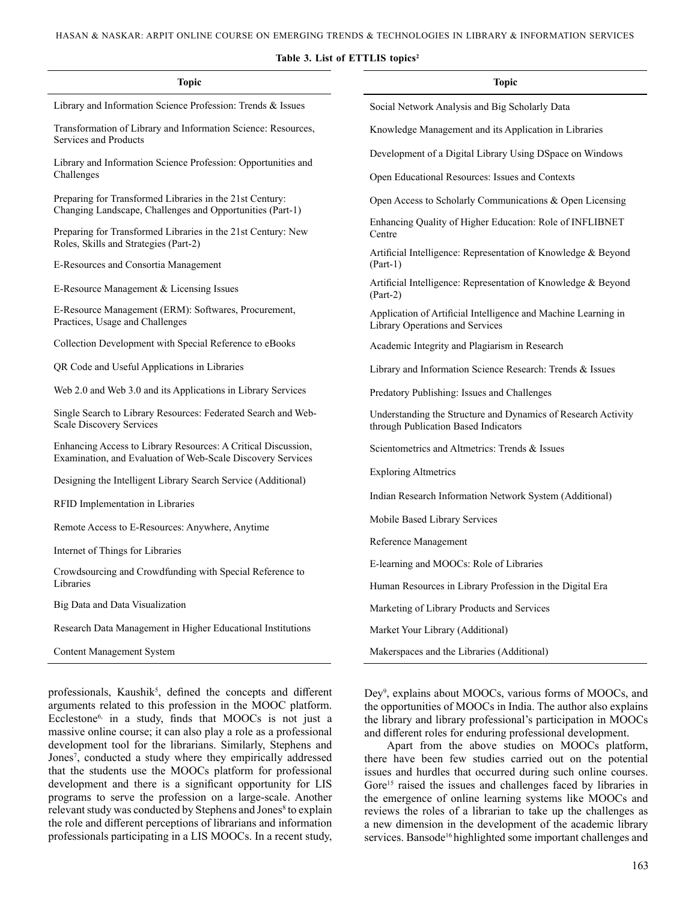**Table 3. List of ETTLIS topics[2]**

| Topic | Topic |
|---|---|
| Library and Information Science Profession: Trends & Issues | Social Network Analysis and Big Scholarly Data |
| Transformation of Library and Information Science: Resources, Services and Products | Knowledge Management and its Application in Libraries |
| Library and Information Science Profession: Opportunities and Challenges | Development of a Digital Library Using DSpace on Windows |
| Preparing for Transformed Libraries in the 21st Century: Changing Landscape, Challenges and Opportunities (Part-1) | Open Educational Resources: Issues and Contexts |
| Preparing for Transformed Libraries in the 21st Century: New Roles, Skills and Strategies (Part-2) | Open Access to Scholarly Communications & Open Licensing |
| E-Resources and Consortia Management | Enhancing Quality of Higher Education: Role of INFLIBNET Centre |
| E-Resource Management & Licensing Issues | Artificial Intelligence: Representation of Knowledge & Beyond (Part-1) |
| E-Resource Management (ERM): Softwares, Procurement, Practices, Usage and Challenges | Artificial Intelligence: Representation of Knowledge & Beyond (Part-2) |
| Collection Development with Special Reference to eBooks | Application of Artificial Intelligence and Machine Learning in Library Operations and Services |
| QR Code and Useful Applications in Libraries | Academic Integrity and Plagiarism in Research |
| Web 2.0 and Web 3.0 and its Applications in Library Services | Library and Information Science Research: Trends & Issues |
| Single Search to Library Resources: Federated Search and Web-Scale Discovery Services | Predatory Publishing: Issues and Challenges |
| Enhancing Access to Library Resources: A Critical Discussion, Examination, and Evaluation of Web-Scale Discovery Services | Understanding the Structure and Dynamics of Research Activity through Publication Based Indicators |
| Designing the Intelligent Library Search Service (Additional) | Scientometrics and Altmetrics: Trends & Issues |
| RFID Implementation in Libraries | Exploring Altmetrics |
| Remote Access to E-Resources: Anywhere, Anytime | Indian Research Information Network System (Additional) |
| Internet of Things for Libraries | Mobile Based Library Services |
| Crowdsourcing and Crowdfunding with Special Reference to Libraries | Reference Management |
| Big Data and Data Visualization | E-learning and MOOCs: Role of Libraries |
| Research Data Management in Higher Educational Institutions | Human Resources in Library Profession in the Digital Era |
| Content Management System | Marketing of Library Products and Services |
| | Market Your Library (Additional) |
| | Makerspaces and the Libraries (Additional) |

professionals, Kaushik[5], defined the concepts and different arguments related to this profession in the MOOC platform. Ecclestone[6], in a study, finds that MOOCs is not just a massive online course; it can also play a role as a professional development tool for the librarians. Similarly, Stephens and Jones[7], conducted a study where they empirically addressed that the students use the MOOCs platform for professional development and there is a significant opportunity for LIS programs to serve the profession on a large-scale. Another relevant study was conducted by Stephens and Jones[8] to explain the role and different perceptions of librarians and information professionals participating in a LIS MOOCs. In a recent study, Dey[9], explains about MOOCs, various forms of MOOCs, and the opportunities of MOOCs in India. The author also explains the library and library professional's participation in MOOCs and different roles for enduring professional development.

Apart from the above studies on MOOCs platform, there have been few studies carried out on the potential issues and hurdles that occurred during such online courses. Gore[15] raised the issues and challenges faced by libraries in the emergence of online learning systems like MOOCs and reviews the roles of a librarian to take up the challenges as a new dimension in the development of the academic library services. Bansode[16] highlighted some important challenges and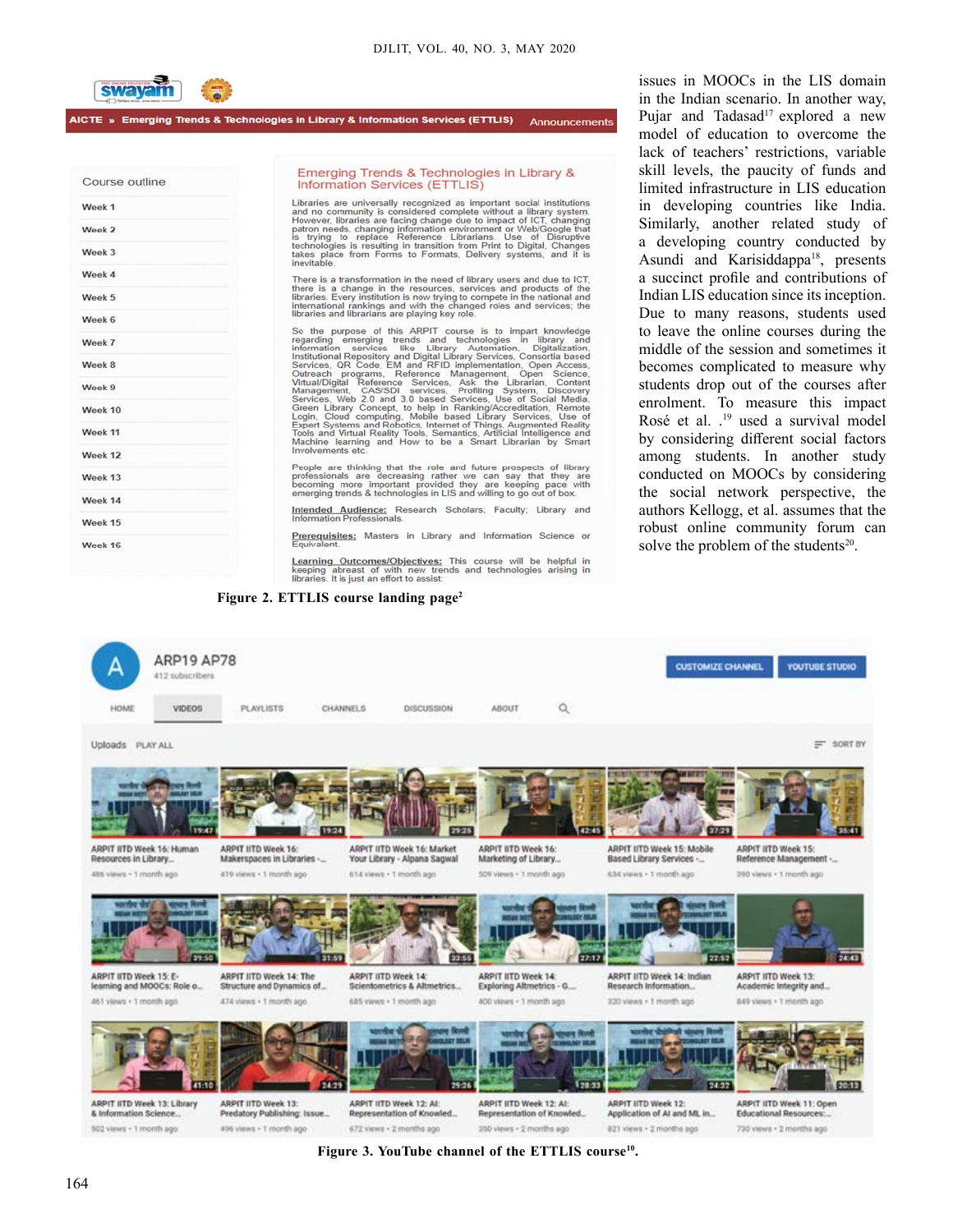issues in MOOCs in the LIS domain in the Indian scenario. In another way, Pujar and Tadasad[17] explored a new model of education to overcome the lack of teachers' restrictions, variable skill levels, the paucity of funds and limited infrastructure in LIS education in developing countries like India. Similarly, another related study of a developing country conducted by Asundi and Karisiddappa[18], presents a succinct profile and contributions of Indian LIS education since its inception. Due to many reasons, students used to leave the online courses during the middle of the session and sometimes it becomes complicated to measure why students drop out of the courses after enrolment. To measure this impact Rosé et al. .[19] used a survival model by considering different social factors among students. In another study conducted on MOOCs by considering the social network perspective, the authors Kellogg, et al. assumes that the robust online community forum can solve the problem of the students[20].

**Figure 2. ETTLIS course landing page[2]**

**Figure 3. YouTube channel of the ETTLIS course[10].**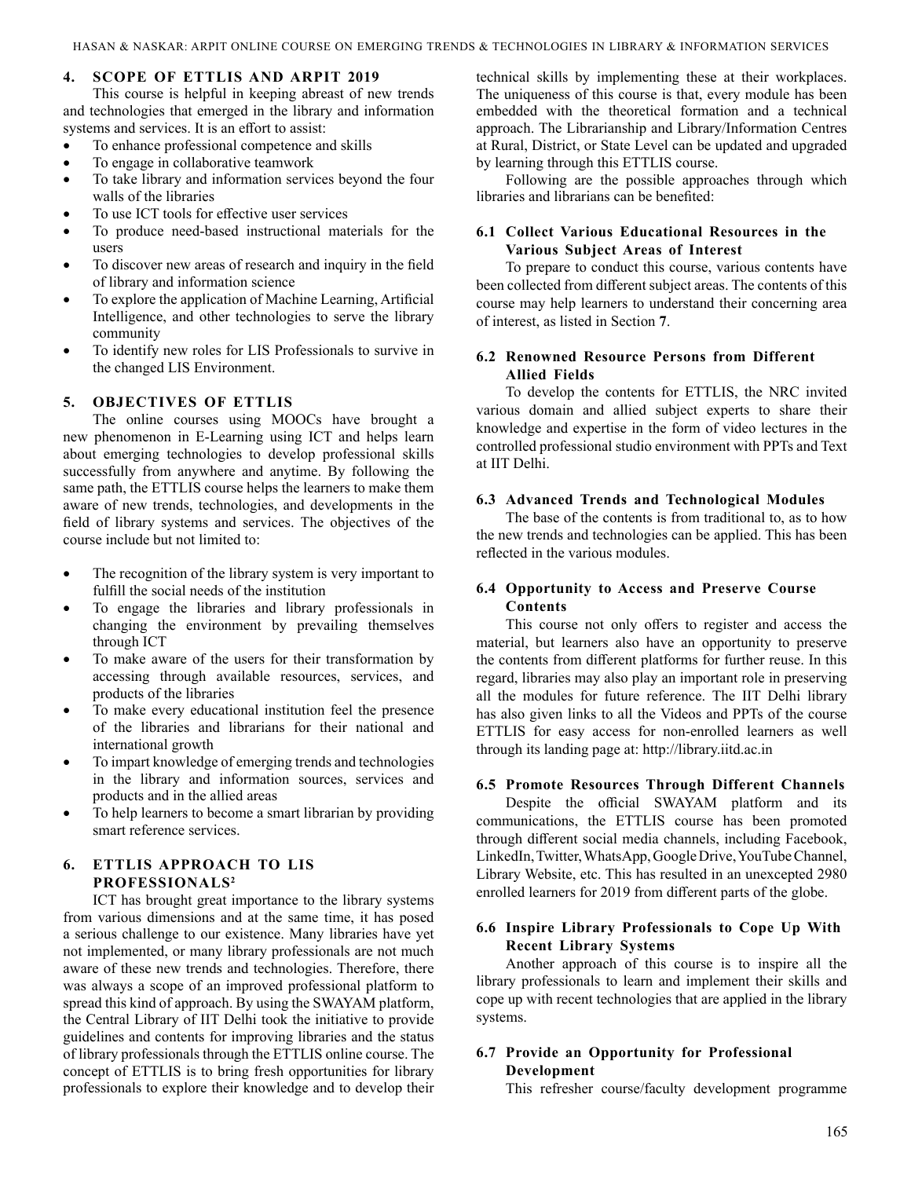## 4. SCOPE OF ETTLIS AND ARPIT 2019

This course is helpful in keeping abreast of new trends and technologies that emerged in the library and information systems and services. It is an effort to assist:

- To enhance professional competence and skills
- To engage in collaborative teamwork
- To take library and information services beyond the four walls of the libraries
- To use ICT tools for effective user services
- To produce need-based instructional materials for the users
- To discover new areas of research and inquiry in the field of library and information science
- To explore the application of Machine Learning, Artificial Intelligence, and other technologies to serve the library community
- To identify new roles for LIS Professionals to survive in the changed LIS Environment.

## 5. OBJECTIVES OF ETTLIS

The online courses using MOOCs have brought a new phenomenon in E-Learning using ICT and helps learn about emerging technologies to develop professional skills successfully from anywhere and anytime. By following the same path, the ETTLIS course helps the learners to make them aware of new trends, technologies, and developments in the field of library systems and services. The objectives of the course include but not limited to:

- The recognition of the library system is very important to fulfill the social needs of the institution
- To engage the libraries and library professionals in changing the environment by prevailing themselves through ICT
- To make aware of the users for their transformation by accessing through available resources, services, and products of the libraries
- To make every educational institution feel the presence of the libraries and librarians for their national and international growth
- To impart knowledge of emerging trends and technologies in the library and information sources, services and products and in the allied areas
- To help learners to become a smart librarian by providing smart reference services.

## 6. ETTLIS APPROACH TO LIS PROFESSIONALS[2]

ICT has brought great importance to the library systems from various dimensions and at the same time, it has posed a serious challenge to our existence. Many libraries have yet not implemented, or many library professionals are not much aware of these new trends and technologies. Therefore, there was always a scope of an improved professional platform to spread this kind of approach. By using the SWAYAM platform, the Central Library of IIT Delhi took the initiative to provide guidelines and contents for improving libraries and the status of library professionals through the ETTLIS online course. The concept of ETTLIS is to bring fresh opportunities for library professionals to explore their knowledge and to develop their technical skills by implementing these at their workplaces. The uniqueness of this course is that, every module has been embedded with the theoretical formation and a technical approach. The Librarianship and Library/Information Centres at Rural, District, or State Level can be updated and upgraded by learning through this ETTLIS course.

Following are the possible approaches through which libraries and librarians can be benefited:

### 6.1 Collect Various Educational Resources in the Various Subject Areas of Interest

To prepare to conduct this course, various contents have been collected from different subject areas. The contents of this course may help learners to understand their concerning area of interest, as listed in Section **7**.

### 6.2 Renowned Resource Persons from Different Allied Fields

To develop the contents for ETTLIS, the NRC invited various domain and allied subject experts to share their knowledge and expertise in the form of video lectures in the controlled professional studio environment with PPTs and Text at IIT Delhi.

### 6.3 Advanced Trends and Technological Modules

The base of the contents is from traditional to, as to how the new trends and technologies can be applied. This has been reflected in the various modules.

### 6.4 Opportunity to Access and Preserve Course Contents

This course not only offers to register and access the material, but learners also have an opportunity to preserve the contents from different platforms for further reuse. In this regard, libraries may also play an important role in preserving all the modules for future reference. The IIT Delhi library has also given links to all the Videos and PPTs of the course ETTLIS for easy access for non-enrolled learners as well through its landing page at: http://library.iitd.ac.in

### 6.5 Promote Resources Through Different Channels

Despite the official SWAYAM platform and its communications, the ETTLIS course has been promoted through different social media channels, including Facebook, LinkedIn, Twitter, WhatsApp, Google Drive, YouTube Channel, Library Website, etc. This has resulted in an unexcepted 2980 enrolled learners for 2019 from different parts of the globe.

### 6.6 Inspire Library Professionals to Cope Up With Recent Library Systems

Another approach of this course is to inspire all the library professionals to learn and implement their skills and cope up with recent technologies that are applied in the library systems.

### 6.7 Provide an Opportunity for Professional Development

This refresher course/faculty development programme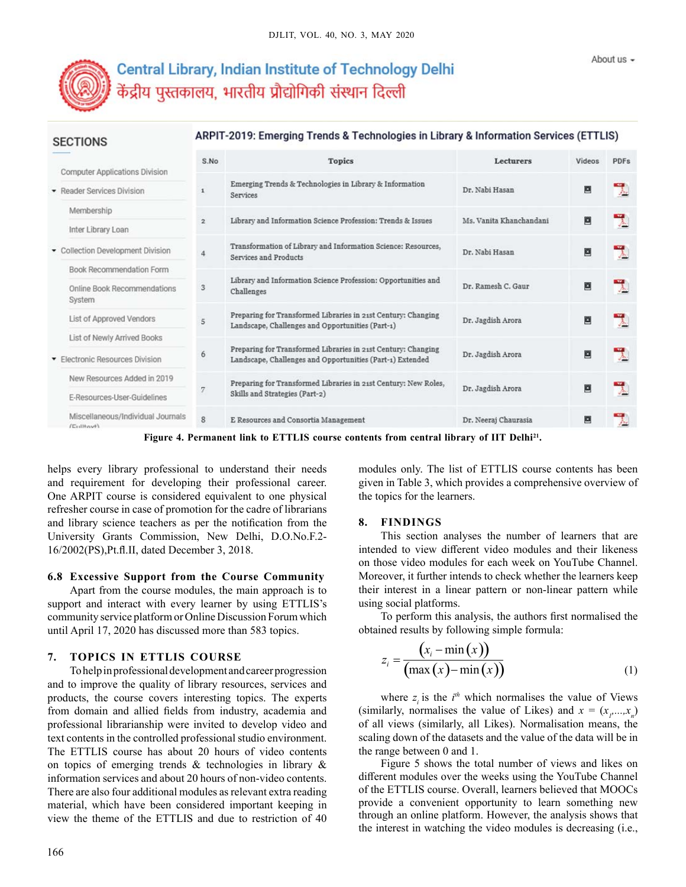Central Library, Indian Institute of Technology Delhi

केंद्रीय पुस्तकालय, भारतीय प्रौद्योगिकी संस्थान दिल्ली

About us

**SECTIONS**

- Computer Applications Division
- Reader Services Division
  - Membership
  - Inter Library Loan
- Collection Development Division
  - Book Recommendation Form
  - Online Book Recommendations System
  - List of Approved Vendors
  - List of Newly Arrived Books
- Electronic Resources Division
  - New Resources Added in 2019
  - E-Resources-User-Guidelines
  - Miscellaneous/Individual Journals (Fulltext)

**ARPIT-2019: Emerging Trends & Technologies in Library & Information Services (ETTLIS)**

| S.No | Topics | Lecturers | Videos | PDFs |
|---|---|---|---|---|
| 1 | Emerging Trends & Technologies in Library & Information Services | Dr. Nabi Hasan | | |
| 2 | Library and Information Science Profession: Trends & Issues | Ms. Vanita Khanchandani | | |
| 4 | Transformation of Library and Information Science: Resources, Services and Products | Dr. Nabi Hasan | | |
| 3 | Library and Information Science Profession: Opportunities and Challenges | Dr. Ramesh C. Gaur | | |
| 5 | Preparing for Transformed Libraries in 21st Century: Changing Landscape, Challenges and Opportunities (Part-1) | Dr. Jagdish Arora | | |
| 6 | Preparing for Transformed Libraries in 21st Century: Changing Landscape, Challenges and Opportunities (Part-1) Extended | Dr. Jagdish Arora | | |
| 7 | Preparing for Transformed Libraries in 21st Century: New Roles, Skills and Strategies (Part-2) | Dr. Jagdish Arora | | |
| 8 | E Resources and Consortia Management | Dr. Neeraj Chaurasia | | |

**Figure 4. Permanent link to ETTLIS course contents from central library of IIT Delhi[21].**

helps every library professional to understand their needs and requirement for developing their professional career. One ARPIT course is considered equivalent to one physical refresher course in case of promotion for the cadre of librarians and library science teachers as per the notification from the University Grants Commission, New Delhi, D.O.No.F.2-16/2002(PS),Pt.fl.II, dated December 3, 2018.

### 6.8 Excessive Support from the Course Community

Apart from the course modules, the main approach is to support and interact with every learner by using ETTLIS's community service platform or Online Discussion Forum which until April 17, 2020 has discussed more than 583 topics.

## 7. TOPICS IN ETTLIS COURSE

To help in professional development and career progression and to improve the quality of library resources, services and products, the course covers interesting topics. The experts from domain and allied fields from industry, academia and professional librarianship were invited to develop video and text contents in the controlled professional studio environment. The ETTLIS course has about 20 hours of video contents on topics of emerging trends & technologies in library & information services and about 20 hours of non-video contents. There are also four additional modules as relevant extra reading material, which have been considered important keeping in view the theme of the ETTLIS and due to restriction of 40 modules only. The list of ETTLIS course contents has been given in Table 3, which provides a comprehensive overview of the topics for the learners.

## 8. FINDINGS

This section analyses the number of learners that are intended to view different video modules and their likeness on those video modules for each week on YouTube Channel. Moreover, it further intends to check whether the learners keep their interest in a linear pattern or non-linear pattern while using social platforms.

To perform this analysis, the authors first normalised the obtained results by following simple formula:

$$z_i = \frac{(x_i - \min(x))}{(\max(x) - \min(x))} \quad (1)$$

where $z_i$ is the $i^{th}$ which normalises the value of Views (similarly, normalises the value of Likes) and $x = (x_1,...,x_n)$ of all views (similarly, all Likes). Normalisation means, the scaling down of the datasets and the value of the data will be in the range between 0 and 1.

Figure 5 shows the total number of views and likes on different modules over the weeks using the YouTube Channel of the ETTLIS course. Overall, learners believed that MOOCs provide a convenient opportunity to learn something new through an online platform. However, the analysis shows that the interest in watching the video modules is decreasing (i.e.,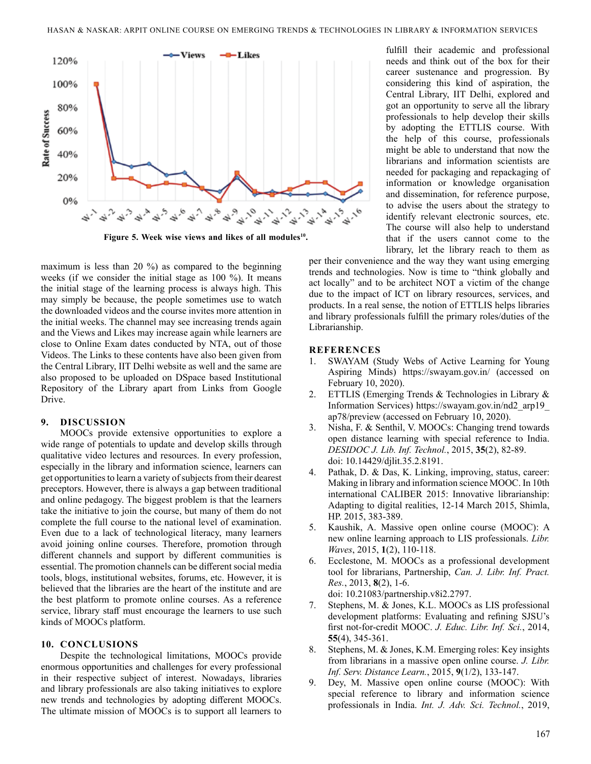Figure 5. Week wise views and likes of all modules[10].

maximum is less than 20 %) as compared to the beginning weeks (if we consider the initial stage as 100 %). It means the initial stage of the learning process is always high. This may simply be because, the people sometimes use to watch the downloaded videos and the course invites more attention in the initial weeks. The channel may see increasing trends again and the Views and Likes may increase again while learners are close to Online Exam dates conducted by NTA, out of those Videos. The Links to these contents have also been given from the Central Library, IIT Delhi website as well and the same are also proposed to be uploaded on DSpace based Institutional Repository of the Library apart from Links from Google Drive.

## 9. DISCUSSION

MOOCs provide extensive opportunities to explore a wide range of potentials to update and develop skills through qualitative video lectures and resources. In every profession, especially in the library and information science, learners can get opportunities to learn a variety of subjects from their dearest preceptors. However, there is always a gap between traditional and online pedagogy. The biggest problem is that the learners take the initiative to join the course, but many of them do not complete the full course to the national level of examination. Even due to a lack of technological literacy, many learners avoid joining online courses. Therefore, promotion through different channels and support by different communities is essential. The promotion channels can be different social media tools, blogs, institutional websites, forums, etc. However, it is believed that the libraries are the heart of the institute and are the best platform to promote online courses. As a reference service, library staff must encourage the learners to use such kinds of MOOCs platform.

## 10. CONCLUSIONS

Despite the technological limitations, MOOCs provide enormous opportunities and challenges for every professional in their respective subject of interest. Nowadays, libraries and library professionals are also taking initiatives to explore new trends and technologies by adopting different MOOCs. The ultimate mission of MOOCs is to support all learners to fulfill their academic and professional needs and think out of the box for their career sustenance and progression. By considering this kind of aspiration, the Central Library, IIT Delhi, explored and got an opportunity to serve all the library professionals to help develop their skills by adopting the ETTLIS course. With the help of this course, professionals might be able to understand that now the librarians and information scientists are needed for packaging and repackaging of information or knowledge organisation and dissemination, for reference purpose, to advise the users about the strategy to identify relevant electronic sources, etc. The course will also help to understand that if the users cannot come to the library, let the library reach to them as per their convenience and the way they want using emerging trends and technologies. Now is time to "think globally and act locally" and to be architect NOT a victim of the change due to the impact of ICT on library resources, services, and products. In a real sense, the notion of ETTLIS helps libraries and library professionals fulfill the primary roles/duties of the Librarianship.

## REFERENCES

1. SWAYAM (Study Webs of Active Learning for Young Aspiring Minds) https://swayam.gov.in/ (accessed on February 10, 2020).
2. ETTLIS (Emerging Trends & Technologies in Library & Information Services) https://swayam.gov.in/nd2_arp19_ap78/preview (accessed on February 10, 2020).
3. Nisha, F. & Senthil, V. MOOCs: Changing trend towards open distance learning with special reference to India. *DESIDOC J. Lib. Inf. Technol.*, 2015, **35**(2), 82-89. doi: 10.14429/djlit.35.2.8191.
4. Pathak, D. & Das, K. Linking, improving, status, career: Making in library and information science MOOC. In 10th international CALIBER 2015: Innovative librarianship: Adapting to digital realities, 12-14 March 2015, Shimla, HP. 2015, 383-389.
5. Kaushik, A. Massive open online course (MOOC): A new online learning approach to LIS professionals. *Libr. Waves*, 2015, **1**(2), 110-118.
6. Ecclestone, M. MOOCs as a professional development tool for librarians, Partnership, *Can. J. Libr. Inf. Pract. Res.*, 2013, **8**(2), 1-6. doi: 10.21083/partnership.v8i2.2797.
7. Stephens, M. & Jones, K.L. MOOCs as LIS professional development platforms: Evaluating and refining SJSU's first not-for-credit MOOC. *J. Educ. Libr. Inf. Sci.*, 2014, **55**(4), 345-361.
8. Stephens, M. & Jones, K.M. Emerging roles: Key insights from librarians in a massive open online course. *J. Libr. Inf. Serv. Distance Learn.*, 2015, **9**(1/2), 133-147.
9. Dey, M. Massive open online course (MOOC): With special reference to library and information science professionals in India. *Int. J. Adv. Sci. Technol.*, 2019,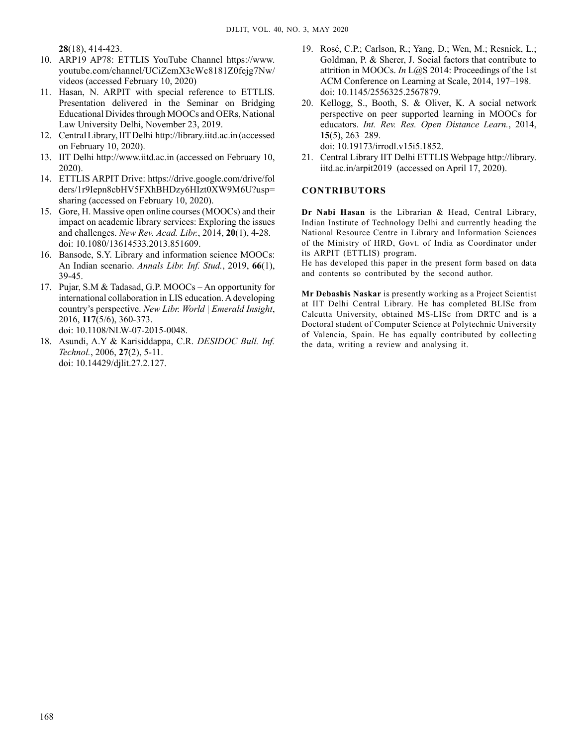**28**(18), 414-423.

10. ARP19 AP78: ETTLIS YouTube Channel https://www.youtube.com/channel/UCiZemX3cWc8181Z0fejg7Nw/videos (accessed February 10, 2020)
11. Hasan, N. ARPIT with special reference to ETTLIS. Presentation delivered in the Seminar on Bridging Educational Divides through MOOCs and OERs, National Law University Delhi, November 23, 2019.
12. Central Library, IIT Delhi http://library.iitd.ac.in (accessed on February 10, 2020).
13. IIT Delhi http://www.iitd.ac.in (accessed on February 10, 2020).
14. ETTLIS ARPIT Drive: https://drive.google.com/drive/folders/1r9Iepn8cbHV5FXhBHDzy6HIzt0XW9M6U?usp=sharing (accessed on February 10, 2020).
15. Gore, H. Massive open online courses (MOOCs) and their impact on academic library services: Exploring the issues and challenges. *New Rev. Acad. Libr.*, 2014, **20**(1), 4-28. doi: 10.1080/13614533.2013.851609.
16. Bansode, S.Y. Library and information science MOOCs: An Indian scenario. *Annals Libr. Inf. Stud.*, 2019, **66**(1), 39-45.
17. Pujar, S.M & Tadasad, G.P. MOOCs – An opportunity for international collaboration in LIS education. A developing country's perspective. *New Libr. World | Emerald Insight*, 2016, **117**(5/6), 360-373. doi: 10.1108/NLW-07-2015-0048.
18. Asundi, A.Y & Karisiddappa, C.R. *DESIDOC Bull. Inf. Technol.*, 2006, **27**(2), 5-11. doi: 10.14429/djlit.27.2.127.
19. Rosé, C.P.; Carlson, R.; Yang, D.; Wen, M.; Resnick, L.; Goldman, P. & Sherer, J. Social factors that contribute to attrition in MOOCs. *In* L@S 2014: Proceedings of the 1st ACM Conference on Learning at Scale, 2014, 197–198. doi: 10.1145/2556325.2567879.
20. Kellogg, S., Booth, S. & Oliver, K. A social network perspective on peer supported learning in MOOCs for educators. *Int. Rev. Res. Open Distance Learn.*, 2014, **15**(5), 263–289. doi: 10.19173/irrodl.v15i5.1852.
21. Central Library IIT Delhi ETTLIS Webpage http://library.iitd.ac.in/arpit2019 (accessed on April 17, 2020).

## CONTRIBUTORS

**Dr Nabi Hasan** is the Librarian & Head, Central Library, Indian Institute of Technology Delhi and currently heading the National Resource Centre in Library and Information Sciences of the Ministry of HRD, Govt. of India as Coordinator under its ARPIT (ETTLIS) program.

He has developed this paper in the present form based on data and contents so contributed by the second author.

**Mr Debashis Naskar** is presently working as a Project Scientist at IIT Delhi Central Library. He has completed BLISc from Calcutta University, obtained MS-LISc from DRTC and is a Doctoral student of Computer Science at Polytechnic University of Valencia, Spain. He has equally contributed by collecting the data, writing a review and analysing it.